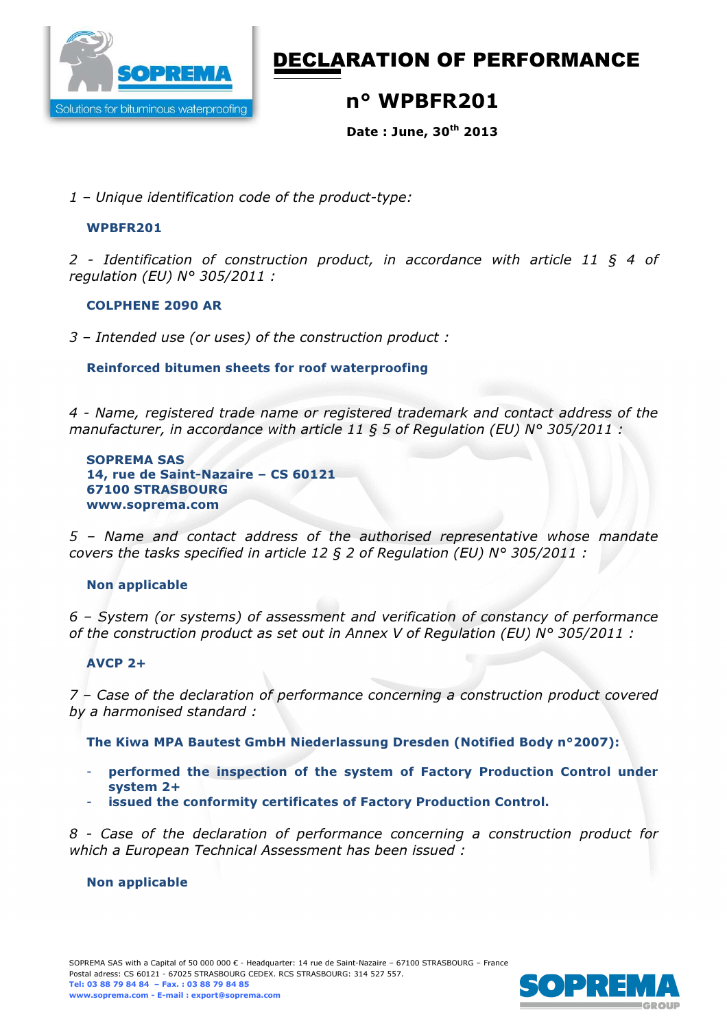# DECLARATION OF PERFORMANCE

## n° WPBFR201

**Date : June, 30th 2013**

*1 – Unique identification code of the product-type:*

**WPBFR201**

*2 - Identification of construction product, in accordance with article 11 § 4 of regulation (EU) N° 305/2011 :*

**COLPHENE 2090 AR**

*3 – Intended use (or uses) of the construction product :*

**Reinforced bitumen sheets for roof waterproofing**

*4 - Name, registered trade name or registered trademark and contact address of the manufacturer, in accordance with article 11 § 5 of Regulation (EU) N° 305/2011 :*

**SOPREMA SAS**
**14, rue de Saint-Nazaire – CS 60121**
**67100 STRASBOURG**
**www.soprema.com**

*5 – Name and contact address of the authorised representative whose mandate covers the tasks specified in article 12 § 2 of Regulation (EU) N° 305/2011 :*

**Non applicable**

*6 – System (or systems) of assessment and verification of constancy of performance of the construction product as set out in Annex V of Regulation (EU) N° 305/2011 :*

**AVCP 2+**

*7 – Case of the declaration of performance concerning a construction product covered by a harmonised standard :*

**The Kiwa MPA Bautest GmbH Niederlassung Dresden (Notified Body n°2007):**

- **performed the inspection of the system of Factory Production Control under system 2+**
- **issued the conformity certificates of Factory Production Control.**

*8 - Case of the declaration of performance concerning a construction product for which a European Technical Assessment has been issued :*

**Non applicable**

SOPREMA SAS with a Capital of 50 000 000 € - Headquarter: 14 rue de Saint-Nazaire – 67100 STRASBOURG – France
Postal adress: CS 60121 - 67025 STRASBOURG CEDEX. RCS STRASBOURG: 314 527 557.
**Tel: 03 88 79 84 84 – Fax. : 03 88 79 84 85**
**www.soprema.com - E-mail : export@soprema.com**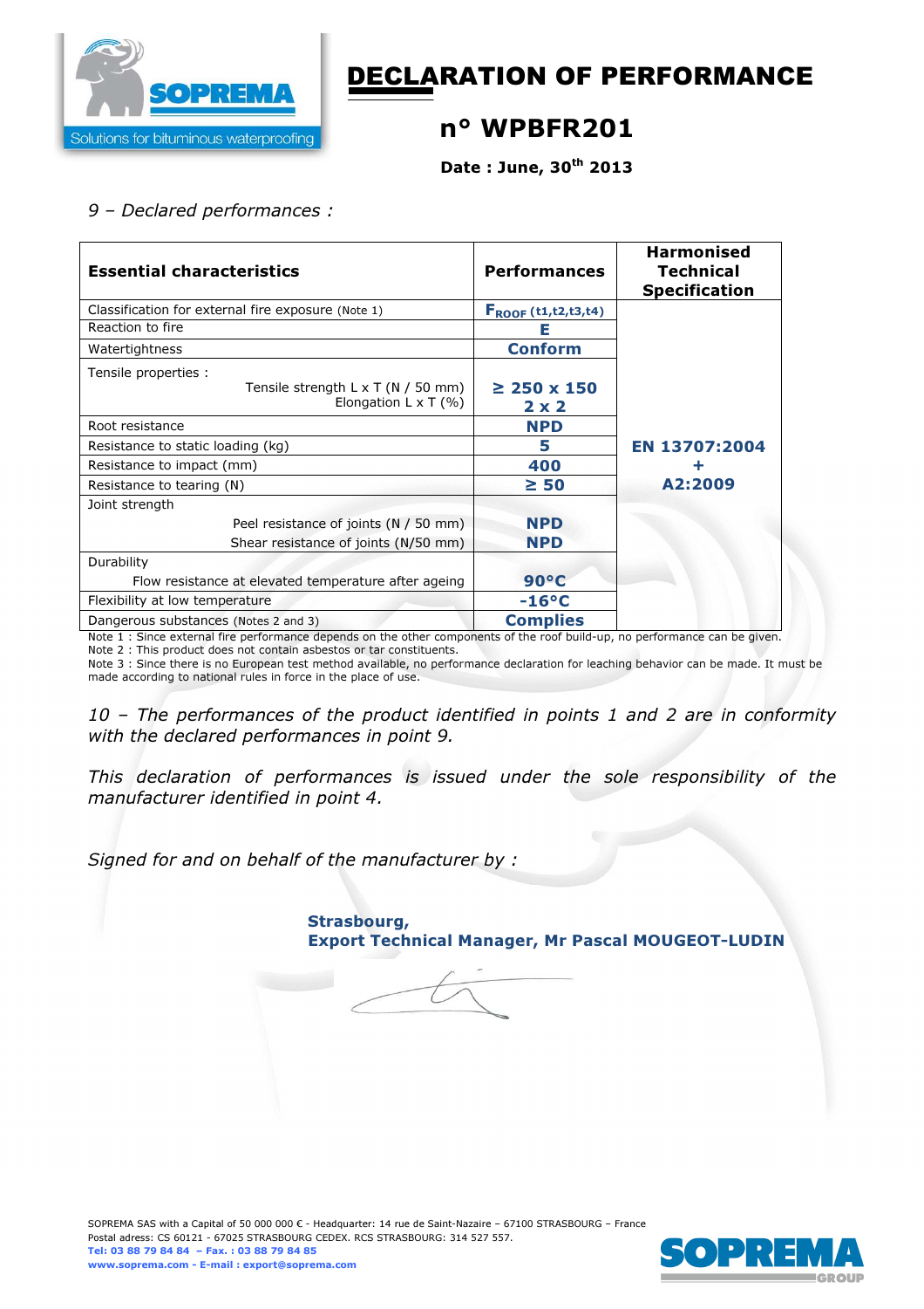# DECLARATION OF PERFORMANCE

## n° WPBFR201

**Date : June, 30th 2013**

*9 – Declared performances :*

| Essential characteristics | Performances | Harmonised Technical Specification |
|---|---|---|
| Classification for external fire exposure (Note 1) | $F_{ROOF}$ (t1,t2,t3,t4) | EN 13707:2004 + A2:2009 |
| Reaction to fire | E | |
| Watertightness | Conform | |
| Tensile properties : Tensile strength L x T (N / 50 mm) / Elongation L x T (%) | ≥ 250 x 150 / 2 x 2 | |
| Root resistance | NPD | |
| Resistance to static loading (kg) | 5 | |
| Resistance to impact (mm) | 400 | |
| Resistance to tearing (N) | ≥ 50 | |
| Joint strength: Peel resistance of joints (N / 50 mm) / Shear resistance of joints (N/50 mm) | NPD / NPD | |
| Durability: Flow resistance at elevated temperature after ageing | 90°C | |
| Flexibility at low temperature | -16°C | |
| Dangerous substances (Notes 2 and 3) | Complies | |

Note 1 : Since external fire performance depends on the other components of the roof build-up, no performance can be given.
Note 2 : This product does not contain asbestos or tar constituents.
Note 3 : Since there is no European test method available, no performance declaration for leaching behavior can be made. It must be made according to national rules in force in the place of use.

*10 – The performances of the product identified in points 1 and 2 are in conformity with the declared performances in point 9.*

*This declaration of performances is issued under the sole responsibility of the manufacturer identified in point 4.*

*Signed for and on behalf of the manufacturer by :*

**Strasbourg,**
**Export Technical Manager, Mr Pascal MOUGEOT-LUDIN**

SOPREMA SAS with a Capital of 50 000 000 € - Headquarter: 14 rue de Saint-Nazaire – 67100 STRASBOURG – France
Postal adress: CS 60121 - 67025 STRASBOURG CEDEX. RCS STRASBOURG: 314 527 557.
**Tel: 03 88 79 84 84 – Fax. : 03 88 79 84 85**
**www.soprema.com - E-mail : export@soprema.com**